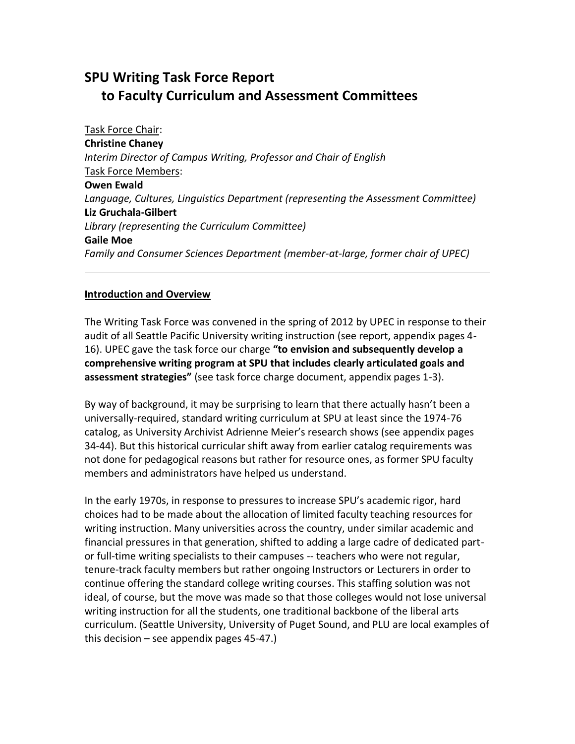# SPU Writing Task Force Report to Faculty Curriculum and Assessment Committees

<u>Task Force Chair</u>:

**Christine Chaney**

*Interim Director of Campus Writing, Professor and Chair of English*

<u>Task Force Members</u>:

**Owen Ewald**

*Language, Cultures, Linguistics Department (representing the Assessment Committee)*

**Liz Gruchala-Gilbert**

*Library (representing the Curriculum Committee)*

**Gaile Moe**

*Family and Consumer Sciences Department (member-at-large, former chair of UPEC)*

---

## Introduction and Overview

The Writing Task Force was convened in the spring of 2012 by UPEC in response to their audit of all Seattle Pacific University writing instruction (see report, appendix pages 4-16). UPEC gave the task force our charge **"to envision and subsequently develop a comprehensive writing program at SPU that includes clearly articulated goals and assessment strategies"** (see task force charge document, appendix pages 1-3).

By way of background, it may be surprising to learn that there actually hasn't been a universally-required, standard writing curriculum at SPU at least since the 1974-76 catalog, as University Archivist Adrienne Meier's research shows (see appendix pages 34-44). But this historical curricular shift away from earlier catalog requirements was not done for pedagogical reasons but rather for resource ones, as former SPU faculty members and administrators have helped us understand.

In the early 1970s, in response to pressures to increase SPU's academic rigor, hard choices had to be made about the allocation of limited faculty teaching resources for writing instruction. Many universities across the country, under similar academic and financial pressures in that generation, shifted to adding a large cadre of dedicated part- or full-time writing specialists to their campuses -- teachers who were not regular, tenure-track faculty members but rather ongoing Instructors or Lecturers in order to continue offering the standard college writing courses. This staffing solution was not ideal, of course, but the move was made so that those colleges would not lose universal writing instruction for all the students, one traditional backbone of the liberal arts curriculum. (Seattle University, University of Puget Sound, and PLU are local examples of this decision – see appendix pages 45-47.)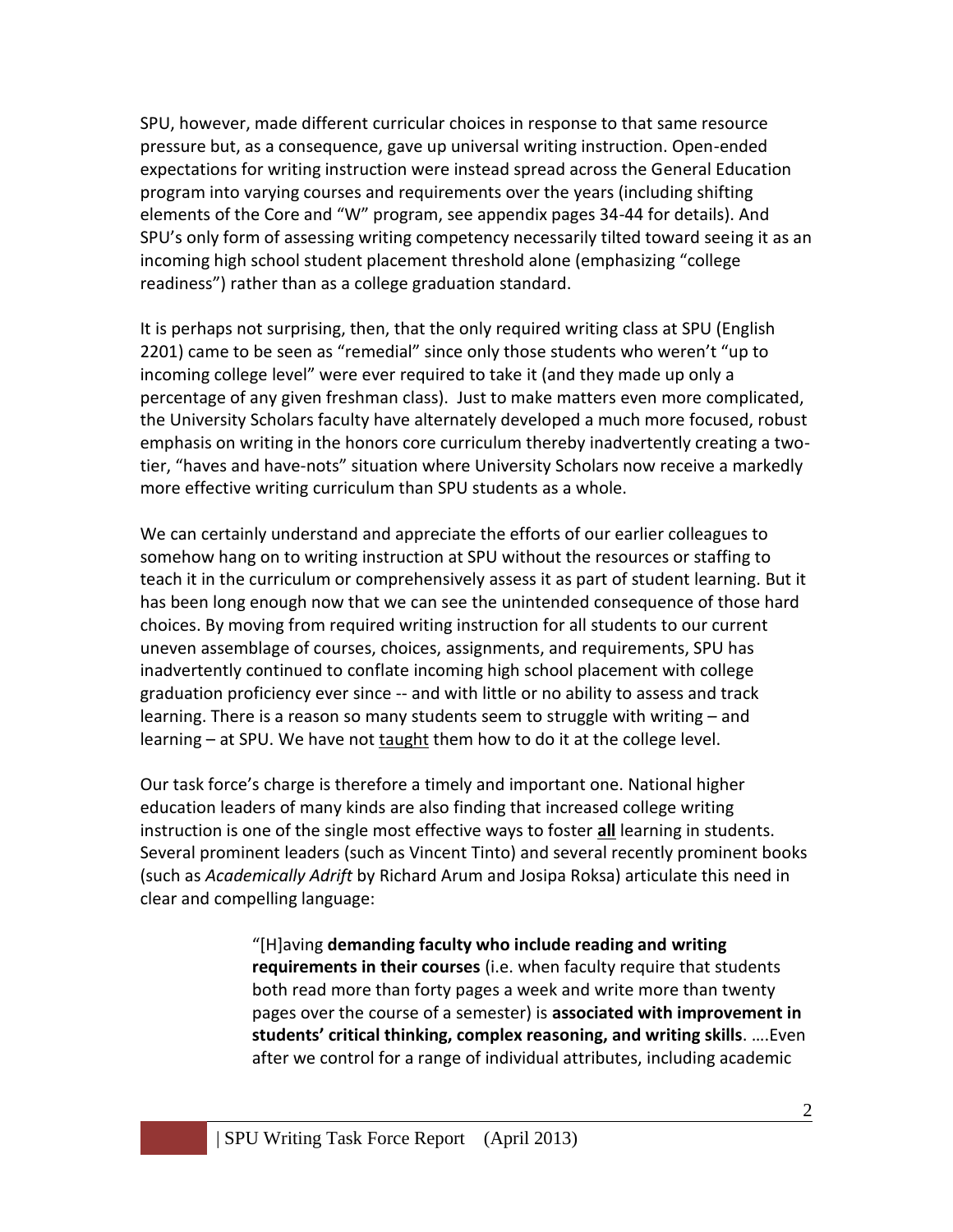SPU, however, made different curricular choices in response to that same resource pressure but, as a consequence, gave up universal writing instruction. Open-ended expectations for writing instruction were instead spread across the General Education program into varying courses and requirements over the years (including shifting elements of the Core and "W" program, see appendix pages 34-44 for details). And SPU's only form of assessing writing competency necessarily tilted toward seeing it as an incoming high school student placement threshold alone (emphasizing "college readiness") rather than as a college graduation standard.

It is perhaps not surprising, then, that the only required writing class at SPU (English 2201) came to be seen as "remedial" since only those students who weren't "up to incoming college level" were ever required to take it (and they made up only a percentage of any given freshman class). Just to make matters even more complicated, the University Scholars faculty have alternately developed a much more focused, robust emphasis on writing in the honors core curriculum thereby inadvertently creating a two-tier, "haves and have-nots" situation where University Scholars now receive a markedly more effective writing curriculum than SPU students as a whole.

We can certainly understand and appreciate the efforts of our earlier colleagues to somehow hang on to writing instruction at SPU without the resources or staffing to teach it in the curriculum or comprehensively assess it as part of student learning. But it has been long enough now that we can see the unintended consequence of those hard choices. By moving from required writing instruction for all students to our current uneven assemblage of courses, choices, assignments, and requirements, SPU has inadvertently continued to conflate incoming high school placement with college graduation proficiency ever since -- and with little or no ability to assess and track learning. There is a reason so many students seem to struggle with writing – and learning – at SPU. We have not <u>taught</u> them how to do it at the college level.

Our task force's charge is therefore a timely and important one. National higher education leaders of many kinds are also finding that increased college writing instruction is one of the single most effective ways to foster <u>**all**</u> learning in students. Several prominent leaders (such as Vincent Tinto) and several recently prominent books (such as *Academically Adrift* by Richard Arum and Josipa Roksa) articulate this need in clear and compelling language:

> "[H]aving **demanding faculty who include reading and writing requirements in their courses** (i.e. when faculty require that students both read more than forty pages a week and write more than twenty pages over the course of a semester) is **associated with improvement in students' critical thinking, complex reasoning, and writing skills**. ….Even after we control for a range of individual attributes, including academic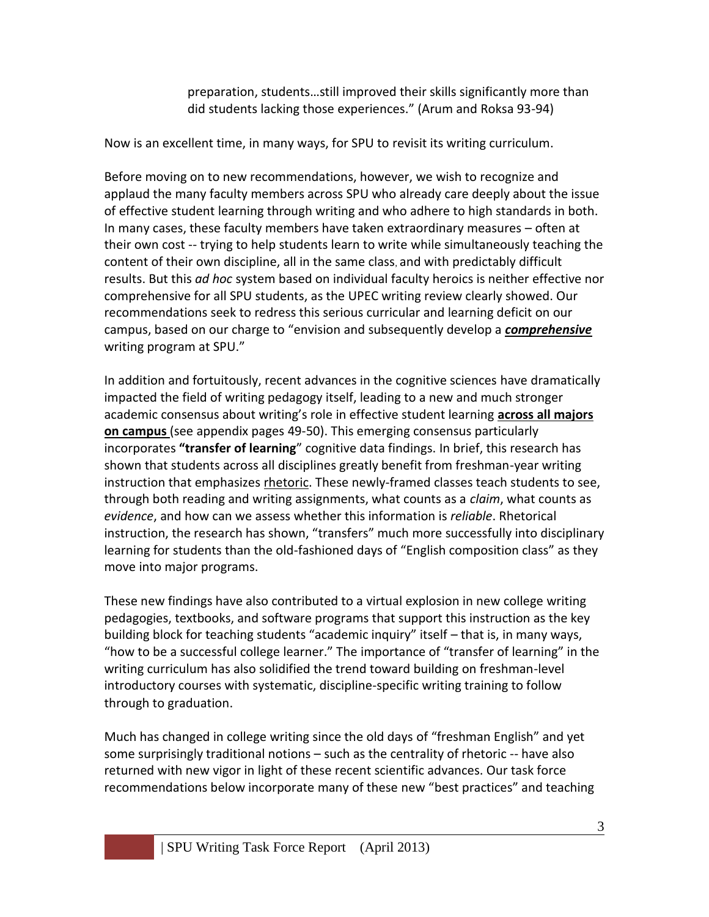> preparation, students…still improved their skills significantly more than did students lacking those experiences." (Arum and Roksa 93-94)

Now is an excellent time, in many ways, for SPU to revisit its writing curriculum.

Before moving on to new recommendations, however, we wish to recognize and applaud the many faculty members across SPU who already care deeply about the issue of effective student learning through writing and who adhere to high standards in both. In many cases, these faculty members have taken extraordinary measures – often at their own cost -- trying to help students learn to write while simultaneously teaching the content of their own discipline, all in the same class, and with predictably difficult results. But this *ad hoc* system based on individual faculty heroics is neither effective nor comprehensive for all SPU students, as the UPEC writing review clearly showed. Our recommendations seek to redress this serious curricular and learning deficit on our campus, based on our charge to "envision and subsequently develop a ***comprehensive*** writing program at SPU."

In addition and fortuitously, recent advances in the cognitive sciences have dramatically impacted the field of writing pedagogy itself, leading to a new and much stronger academic consensus about writing's role in effective student learning **across all majors on campus** (see appendix pages 49-50). This emerging consensus particularly incorporates **"transfer of learning**" cognitive data findings. In brief, this research has shown that students across all disciplines greatly benefit from freshman-year writing instruction that emphasizes rhetoric. These newly-framed classes teach students to see, through both reading and writing assignments, what counts as a *claim*, what counts as *evidence*, and how can we assess whether this information is *reliable*. Rhetorical instruction, the research has shown, "transfers" much more successfully into disciplinary learning for students than the old-fashioned days of "English composition class" as they move into major programs.

These new findings have also contributed to a virtual explosion in new college writing pedagogies, textbooks, and software programs that support this instruction as the key building block for teaching students "academic inquiry" itself – that is, in many ways, "how to be a successful college learner." The importance of "transfer of learning" in the writing curriculum has also solidified the trend toward building on freshman-level introductory courses with systematic, discipline-specific writing training to follow through to graduation.

Much has changed in college writing since the old days of "freshman English" and yet some surprisingly traditional notions – such as the centrality of rhetoric -- have also returned with new vigor in light of these recent scientific advances. Our task force recommendations below incorporate many of these new "best practices" and teaching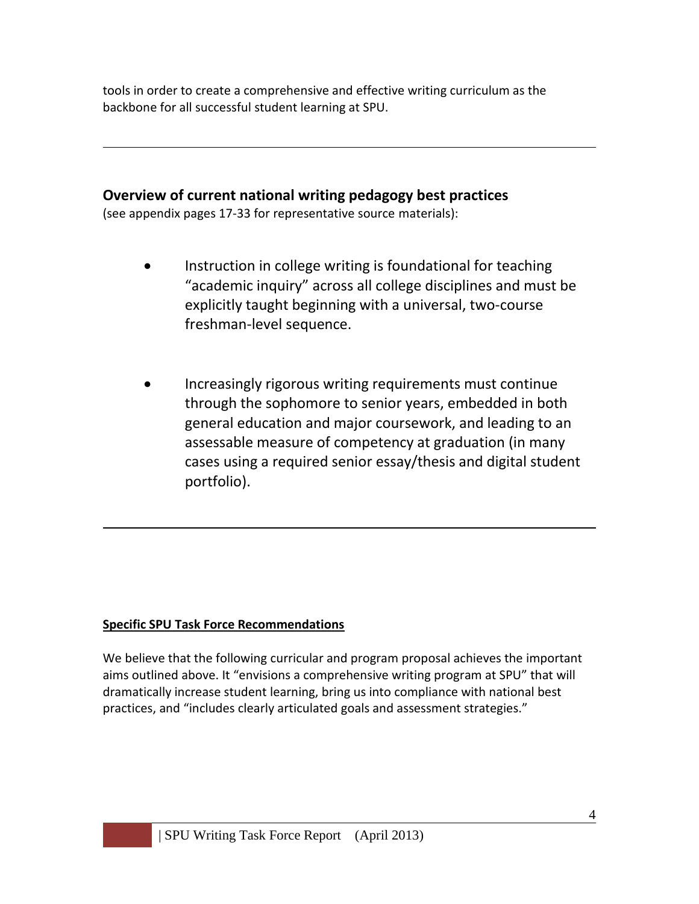tools in order to create a comprehensive and effective writing curriculum as the backbone for all successful student learning at SPU.

---

## Overview of current national writing pedagogy best practices

(see appendix pages 17-33 for representative source materials):

- Instruction in college writing is foundational for teaching "academic inquiry" across all college disciplines and must be explicitly taught beginning with a universal, two-course freshman-level sequence.

- Increasingly rigorous writing requirements must continue through the sophomore to senior years, embedded in both general education and major coursework, and leading to an assessable measure of competency at graduation (in many cases using a required senior essay/thesis and digital student portfolio).

---

**Specific SPU Task Force Recommendations**

We believe that the following curricular and program proposal achieves the important aims outlined above. It "envisions a comprehensive writing program at SPU" that will dramatically increase student learning, bring us into compliance with national best practices, and "includes clearly articulated goals and assessment strategies."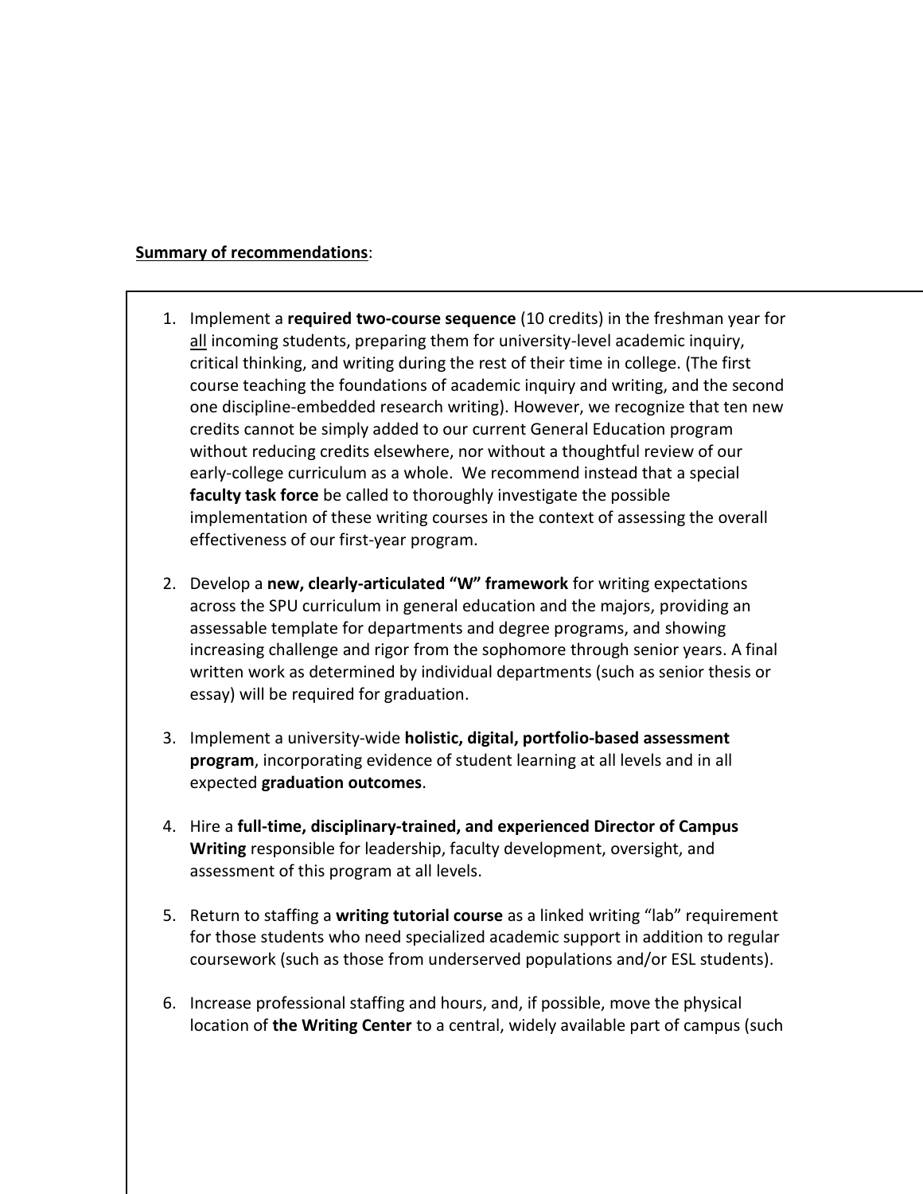**<u>Summary of recommendations</u>**:

1. Implement a **required two-course sequence** (10 credits) in the freshman year for <u>all</u> incoming students, preparing them for university-level academic inquiry, critical thinking, and writing during the rest of their time in college. (The first course teaching the foundations of academic inquiry and writing, and the second one discipline-embedded research writing). However, we recognize that ten new credits cannot be simply added to our current General Education program without reducing credits elsewhere, nor without a thoughtful review of our early-college curriculum as a whole. We recommend instead that a special **faculty task force** be called to thoroughly investigate the possible implementation of these writing courses in the context of assessing the overall effectiveness of our first-year program.

2. Develop a **new, clearly-articulated "W" framework** for writing expectations across the SPU curriculum in general education and the majors, providing an assessable template for departments and degree programs, and showing increasing challenge and rigor from the sophomore through senior years. A final written work as determined by individual departments (such as senior thesis or essay) will be required for graduation.

3. Implement a university-wide **holistic, digital, portfolio-based assessment program**, incorporating evidence of student learning at all levels and in all expected **graduation outcomes**.

4. Hire a **full-time, disciplinary-trained, and experienced Director of Campus Writing** responsible for leadership, faculty development, oversight, and assessment of this program at all levels.

5. Return to staffing a **writing tutorial course** as a linked writing "lab" requirement for those students who need specialized academic support in addition to regular coursework (such as those from underserved populations and/or ESL students).

6. Increase professional staffing and hours, and, if possible, move the physical location of **the Writing Center** to a central, widely available part of campus (such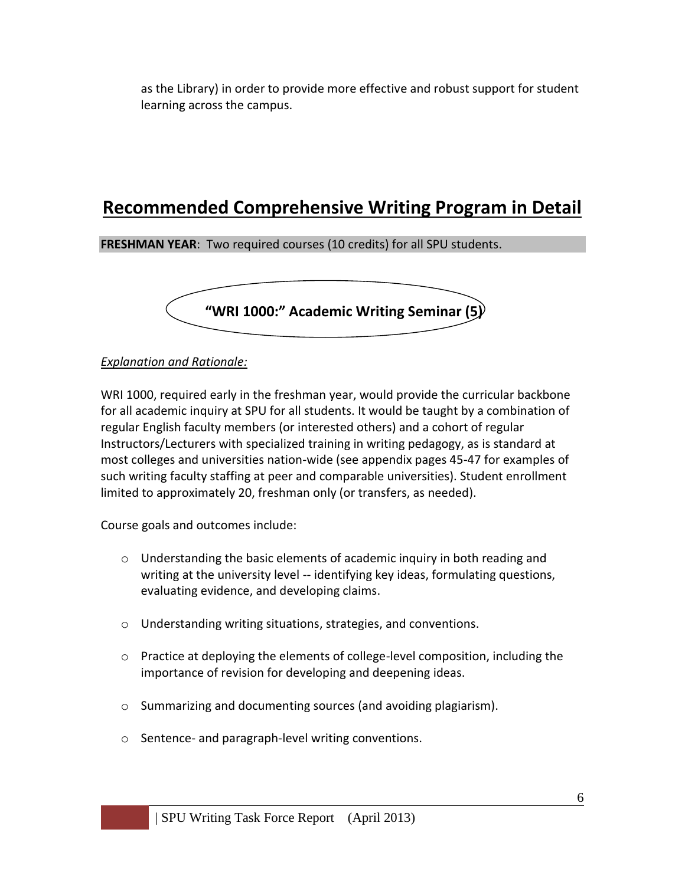as the Library) in order to provide more effective and robust support for student learning across the campus.

## Recommended Comprehensive Writing Program in Detail

**FRESHMAN YEAR**: Two required courses (10 credits) for all SPU students.

### "WRI 1000:" Academic Writing Seminar (5)

*Explanation and Rationale:*

WRI 1000, required early in the freshman year, would provide the curricular backbone for all academic inquiry at SPU for all students. It would be taught by a combination of regular English faculty members (or interested others) and a cohort of regular Instructors/Lecturers with specialized training in writing pedagogy, as is standard at most colleges and universities nation-wide (see appendix pages 45-47 for examples of such writing faculty staffing at peer and comparable universities). Student enrollment limited to approximately 20, freshman only (or transfers, as needed).

Course goals and outcomes include:

- Understanding the basic elements of academic inquiry in both reading and writing at the university level -- identifying key ideas, formulating questions, evaluating evidence, and developing claims.
- Understanding writing situations, strategies, and conventions.
- Practice at deploying the elements of college-level composition, including the importance of revision for developing and deepening ideas.
- Summarizing and documenting sources (and avoiding plagiarism).
- Sentence- and paragraph-level writing conventions.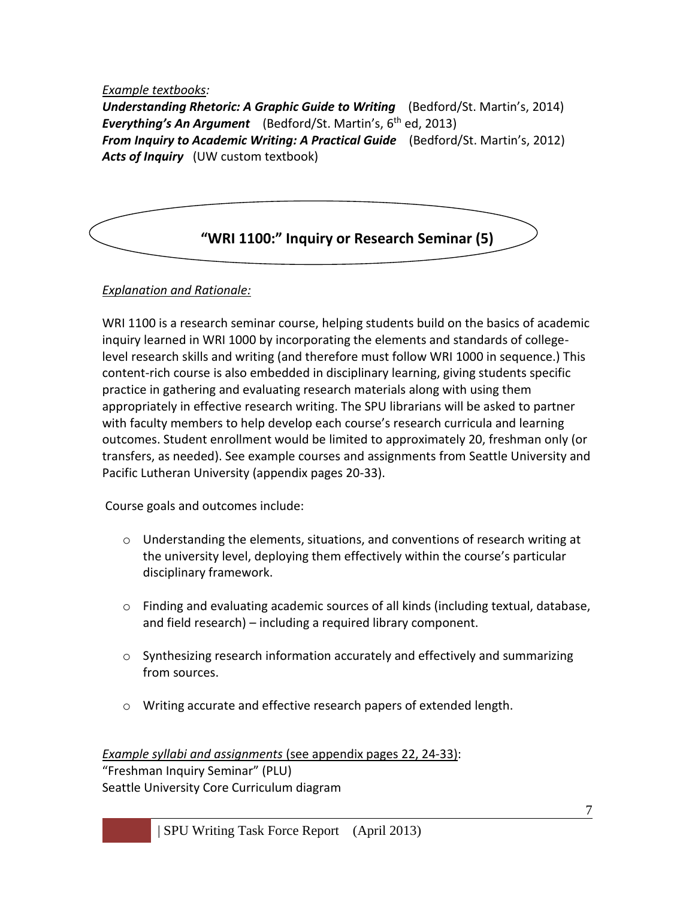*Example textbooks:*

***Understanding Rhetoric: A Graphic Guide to Writing*** (Bedford/St. Martin's, 2014)
***Everything's An Argument*** (Bedford/St. Martin's, 6th ed, 2013)
***From Inquiry to Academic Writing: A Practical Guide*** (Bedford/St. Martin's, 2012)
***Acts of Inquiry*** (UW custom textbook)

## "WRI 1100:" Inquiry or Research Seminar (5)

*Explanation and Rationale:*

WRI 1100 is a research seminar course, helping students build on the basics of academic inquiry learned in WRI 1000 by incorporating the elements and standards of college-level research skills and writing (and therefore must follow WRI 1000 in sequence.) This content-rich course is also embedded in disciplinary learning, giving students specific practice in gathering and evaluating research materials along with using them appropriately in effective research writing. The SPU librarians will be asked to partner with faculty members to help develop each course's research curricula and learning outcomes. Student enrollment would be limited to approximately 20, freshman only (or transfers, as needed). See example courses and assignments from Seattle University and Pacific Lutheran University (appendix pages 20-33).

Course goals and outcomes include:

- Understanding the elements, situations, and conventions of research writing at the university level, deploying them effectively within the course's particular disciplinary framework.
- Finding and evaluating academic sources of all kinds (including textual, database, and field research) – including a required library component.
- Synthesizing research information accurately and effectively and summarizing from sources.
- Writing accurate and effective research papers of extended length.

*Example syllabi and assignments* (see appendix pages 22, 24-33):
"Freshman Inquiry Seminar" (PLU)
Seattle University Core Curriculum diagram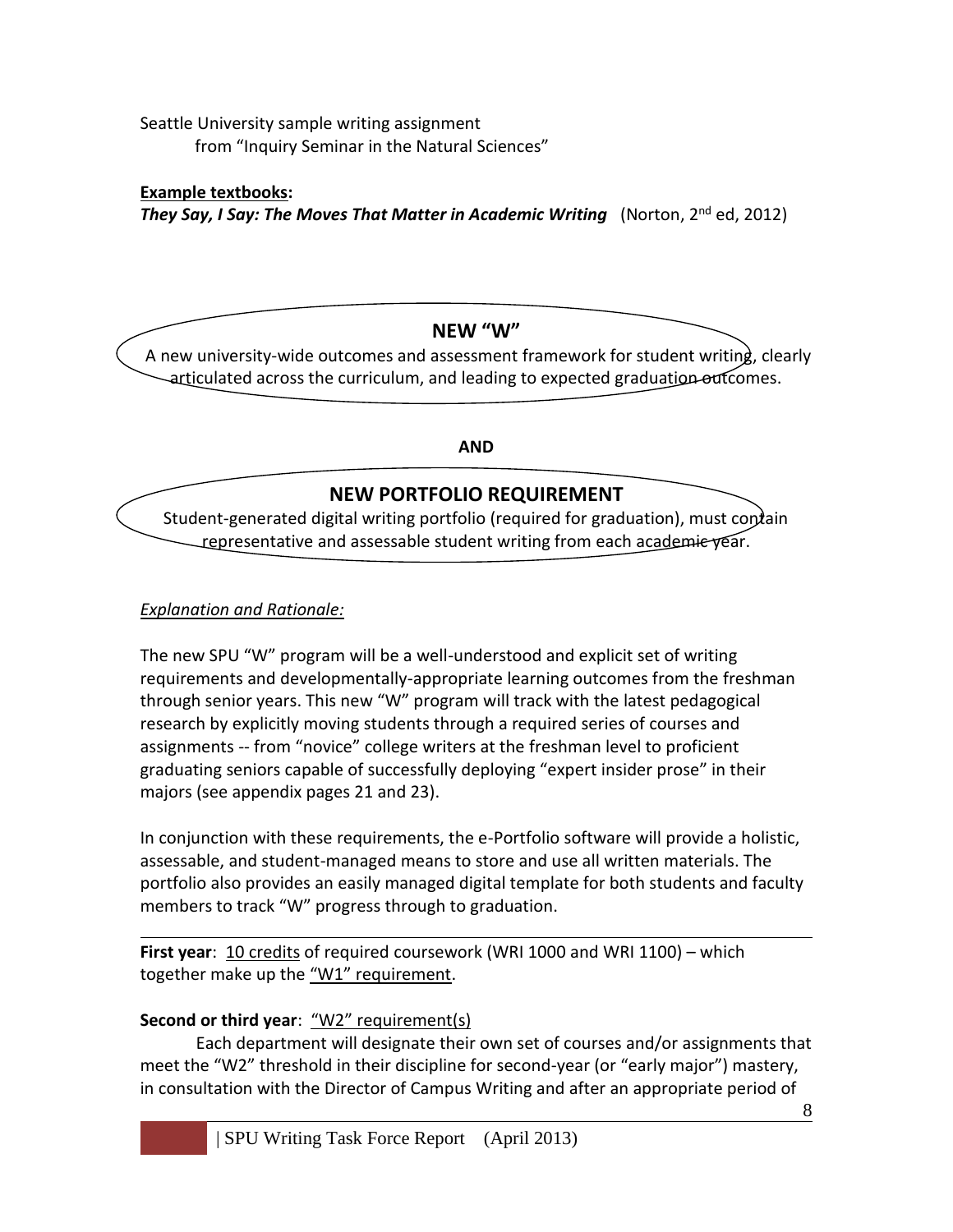Seattle University sample writing assignment
from "Inquiry Seminar in the Natural Sciences"

**Example textbooks:**
***They Say, I Say: The Moves That Matter in Academic Writing*** (Norton, 2nd ed, 2012)

**NEW "W"**

A new university-wide outcomes and assessment framework for student writing, clearly articulated across the curriculum, and leading to expected graduation outcomes.

**AND**

**NEW PORTFOLIO REQUIREMENT**

Student-generated digital writing portfolio (required for graduation), must contain representative and assessable student writing from each academic year.

*Explanation and Rationale:*

The new SPU "W" program will be a well-understood and explicit set of writing requirements and developmentally-appropriate learning outcomes from the freshman through senior years. This new "W" program will track with the latest pedagogical research by explicitly moving students through a required series of courses and assignments -- from "novice" college writers at the freshman level to proficient graduating seniors capable of successfully deploying "expert insider prose" in their majors (see appendix pages 21 and 23).

In conjunction with these requirements, the e-Portfolio software will provide a holistic, assessable, and student-managed means to store and use all written materials. The portfolio also provides an easily managed digital template for both students and faculty members to track "W" progress through to graduation.

---

**First year**: 10 credits of required coursework (WRI 1000 and WRI 1100) – which together make up the "W1" requirement.

**Second or third year**: "W2" requirement(s)

Each department will designate their own set of courses and/or assignments that meet the "W2" threshold in their discipline for second-year (or "early major") mastery, in consultation with the Director of Campus Writing and after an appropriate period of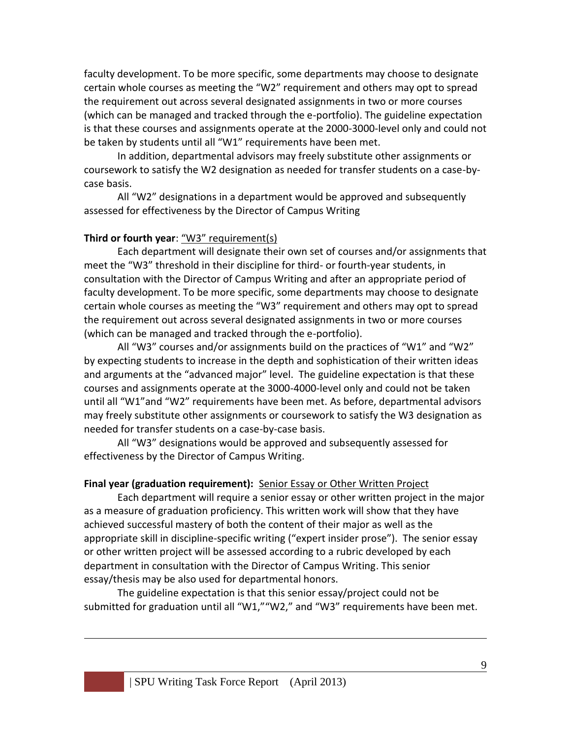faculty development. To be more specific, some departments may choose to designate certain whole courses as meeting the "W2" requirement and others may opt to spread the requirement out across several designated assignments in two or more courses (which can be managed and tracked through the e-portfolio). The guideline expectation is that these courses and assignments operate at the 2000-3000-level only and could not be taken by students until all "W1" requirements have been met.

In addition, departmental advisors may freely substitute other assignments or coursework to satisfy the W2 designation as needed for transfer students on a case-by-case basis.

All "W2" designations in a department would be approved and subsequently assessed for effectiveness by the Director of Campus Writing

**Third or fourth year**: "W3" requirement(s)

Each department will designate their own set of courses and/or assignments that meet the "W3" threshold in their discipline for third- or fourth-year students, in consultation with the Director of Campus Writing and after an appropriate period of faculty development. To be more specific, some departments may choose to designate certain whole courses as meeting the "W3" requirement and others may opt to spread the requirement out across several designated assignments in two or more courses (which can be managed and tracked through the e-portfolio).

All "W3" courses and/or assignments build on the practices of "W1" and "W2" by expecting students to increase in the depth and sophistication of their written ideas and arguments at the "advanced major" level. The guideline expectation is that these courses and assignments operate at the 3000-4000-level only and could not be taken until all "W1"and "W2" requirements have been met. As before, departmental advisors may freely substitute other assignments or coursework to satisfy the W3 designation as needed for transfer students on a case-by-case basis.

All "W3" designations would be approved and subsequently assessed for effectiveness by the Director of Campus Writing.

**Final year (graduation requirement):** Senior Essay or Other Written Project

Each department will require a senior essay or other written project in the major as a measure of graduation proficiency. This written work will show that they have achieved successful mastery of both the content of their major as well as the appropriate skill in discipline-specific writing ("expert insider prose"). The senior essay or other written project will be assessed according to a rubric developed by each department in consultation with the Director of Campus Writing. This senior essay/thesis may be also used for departmental honors.

The guideline expectation is that this senior essay/project could not be submitted for graduation until all "W1,""W2," and "W3" requirements have been met.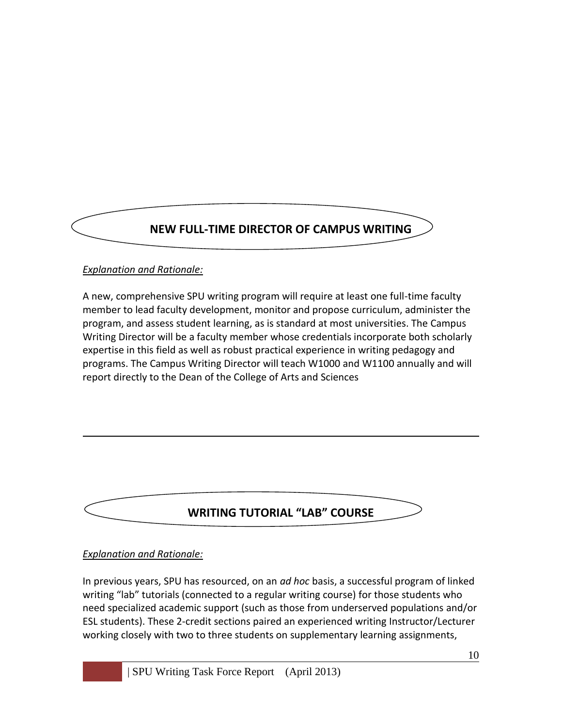## NEW FULL-TIME DIRECTOR OF CAMPUS WRITING

*Explanation and Rationale:*

A new, comprehensive SPU writing program will require at least one full-time faculty member to lead faculty development, monitor and propose curriculum, administer the program, and assess student learning, as is standard at most universities. The Campus Writing Director will be a faculty member whose credentials incorporate both scholarly expertise in this field as well as robust practical experience in writing pedagogy and programs. The Campus Writing Director will teach W1000 and W1100 annually and will report directly to the Dean of the College of Arts and Sciences

---

## WRITING TUTORIAL "LAB" COURSE

*Explanation and Rationale:*

In previous years, SPU has resourced, on an *ad hoc* basis, a successful program of linked writing "lab" tutorials (connected to a regular writing course) for those students who need specialized academic support (such as those from underserved populations and/or ESL students). These 2-credit sections paired an experienced writing Instructor/Lecturer working closely with two to three students on supplementary learning assignments,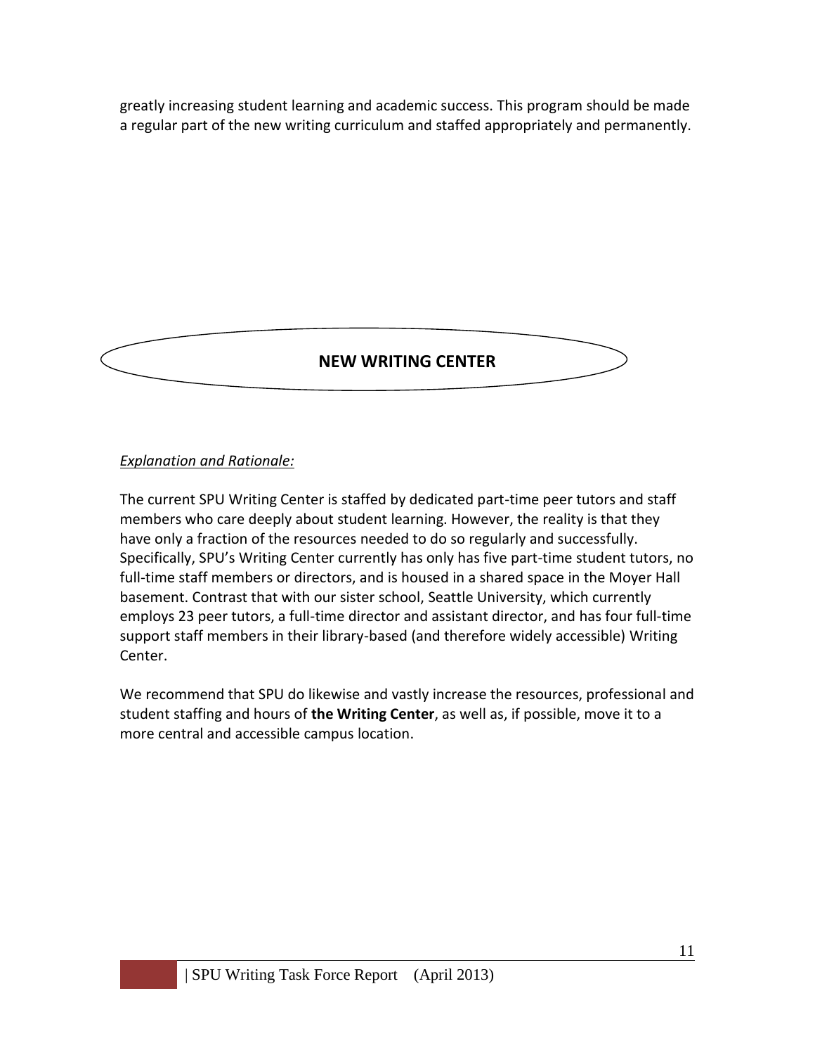greatly increasing student learning and academic success. This program should be made a regular part of the new writing curriculum and staffed appropriately and permanently.

## NEW WRITING CENTER

*Explanation and Rationale:*

The current SPU Writing Center is staffed by dedicated part-time peer tutors and staff members who care deeply about student learning. However, the reality is that they have only a fraction of the resources needed to do so regularly and successfully. Specifically, SPU's Writing Center currently has only has five part-time student tutors, no full-time staff members or directors, and is housed in a shared space in the Moyer Hall basement. Contrast that with our sister school, Seattle University, which currently employs 23 peer tutors, a full-time director and assistant director, and has four full-time support staff members in their library-based (and therefore widely accessible) Writing Center.

We recommend that SPU do likewise and vastly increase the resources, professional and student staffing and hours of **the Writing Center**, as well as, if possible, move it to a more central and accessible campus location.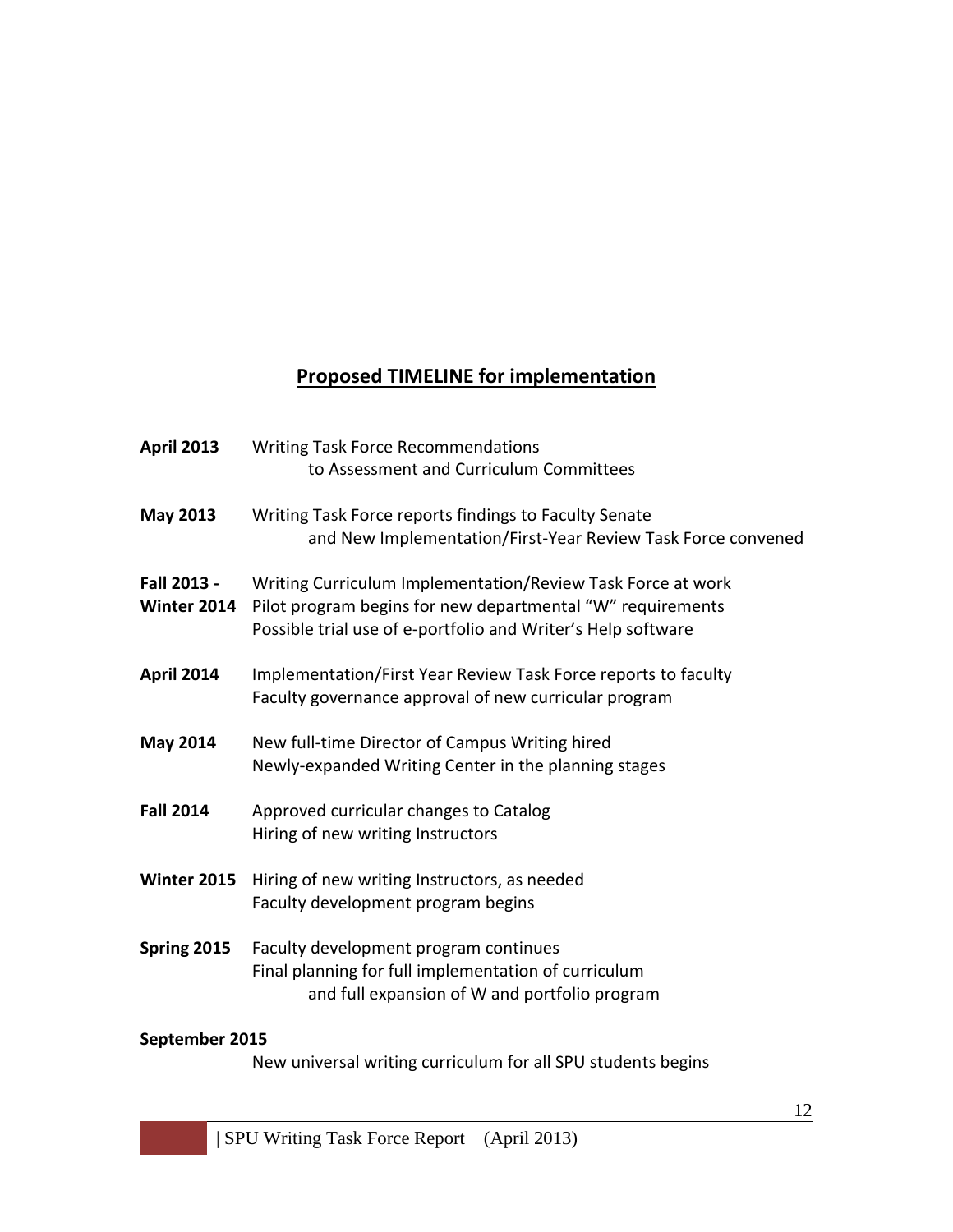## Proposed TIMELINE for implementation

**April 2013** Writing Task Force Recommendations
to Assessment and Curriculum Committees

**May 2013** Writing Task Force reports findings to Faculty Senate
and New Implementation/First-Year Review Task Force convened

**Fall 2013 - Winter 2014** Writing Curriculum Implementation/Review Task Force at work
Pilot program begins for new departmental "W" requirements
Possible trial use of e-portfolio and Writer's Help software

**April 2014** Implementation/First Year Review Task Force reports to faculty
Faculty governance approval of new curricular program

**May 2014** New full-time Director of Campus Writing hired
Newly-expanded Writing Center in the planning stages

**Fall 2014** Approved curricular changes to Catalog
Hiring of new writing Instructors

**Winter 2015** Hiring of new writing Instructors, as needed
Faculty development program begins

**Spring 2015** Faculty development program continues
Final planning for full implementation of curriculum
and full expansion of W and portfolio program

**September 2015**
New universal writing curriculum for all SPU students begins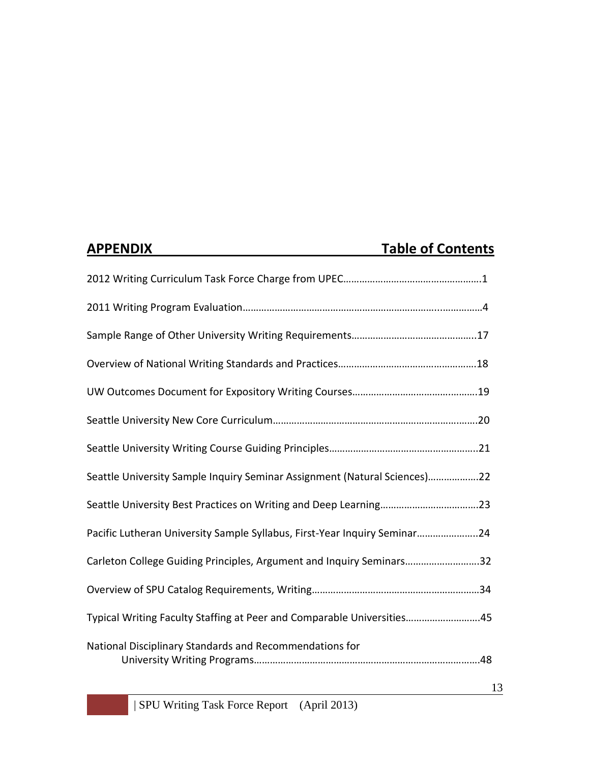## APPENDIX Table of Contents

2012 Writing Curriculum Task Force Charge from UPEC……………………………………………1

2011 Writing Program Evaluation………………………………………………………………………4

Sample Range of Other University Writing Requirements………………………………………..17

Overview of National Writing Standards and Practices……………………………………………18

UW Outcomes Document for Expository Writing Courses………………………………………..19

Seattle University New Core Curriculum……………………………………………………………..20

Seattle University Writing Course Guiding Principles………………………………………………..21

Seattle University Sample Inquiry Seminar Assignment (Natural Sciences)……………….22

Seattle University Best Practices on Writing and Deep Learning……………………………….23

Pacific Lutheran University Sample Syllabus, First-Year Inquiry Seminar…………………..24

Carleton College Guiding Principles, Argument and Inquiry Seminars……………………….32

Overview of SPU Catalog Requirements, Writing………………………………………………………34

Typical Writing Faculty Staffing at Peer and Comparable Universities……………………….45

National Disciplinary Standards and Recommendations for University Writing Programs………………………………………………………………………….48